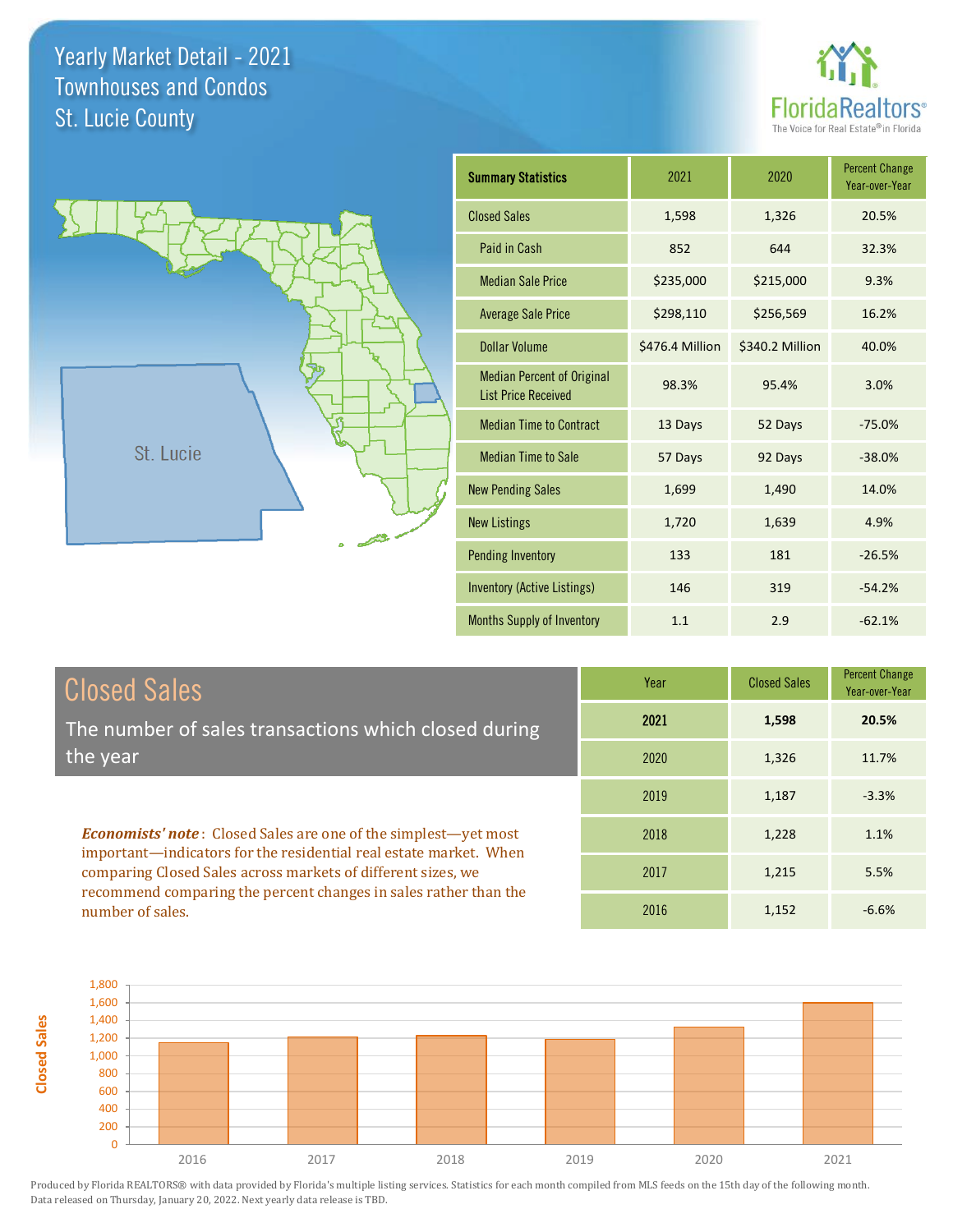# Yearly Market Detail - 2021
## Townhouses and Condos
## St. Lucie County

FloridaRealtors® The Voice for Real Estate® in Florida

St. Lucie

| Summary Statistics | 2021 | 2020 | Percent Change Year-over-Year |
|---|---|---|---|
| Closed Sales | 1,598 | 1,326 | 20.5% |
| Paid in Cash | 852 | 644 | 32.3% |
| Median Sale Price | $235,000 | $215,000 | 9.3% |
| Average Sale Price | $298,110 | $256,569 | 16.2% |
| Dollar Volume | $476.4 Million | $340.2 Million | 40.0% |
| Median Percent of Original List Price Received | 98.3% | 95.4% | 3.0% |
| Median Time to Contract | 13 Days | 52 Days | -75.0% |
| Median Time to Sale | 57 Days | 92 Days | -38.0% |
| New Pending Sales | 1,699 | 1,490 | 14.0% |
| New Listings | 1,720 | 1,639 | 4.9% |
| Pending Inventory | 133 | 181 | -26.5% |
| Inventory (Active Listings) | 146 | 319 | -54.2% |
| Months Supply of Inventory | 1.1 | 2.9 | -62.1% |

## Closed Sales

The number of sales transactions which closed during the year

***Economists' note***: Closed Sales are one of the simplest—yet most important—indicators for the residential real estate market. When comparing Closed Sales across markets of different sizes, we recommend comparing the percent changes in sales rather than the number of sales.

| Year | Closed Sales | Percent Change Year-over-Year |
|---|---|---|
| **2021** | **1,598** | **20.5%** |
| 2020 | 1,326 | 11.7% |
| 2019 | 1,187 | -3.3% |
| 2018 | 1,228 | 1.1% |
| 2017 | 1,215 | 5.5% |
| 2016 | 1,152 | -6.6% |

Produced by Florida REALTORS® with data provided by Florida's multiple listing services. Statistics for each month compiled from MLS feeds on the 15th day of the following month. Data released on Thursday, January 20, 2022. Next yearly data release is TBD.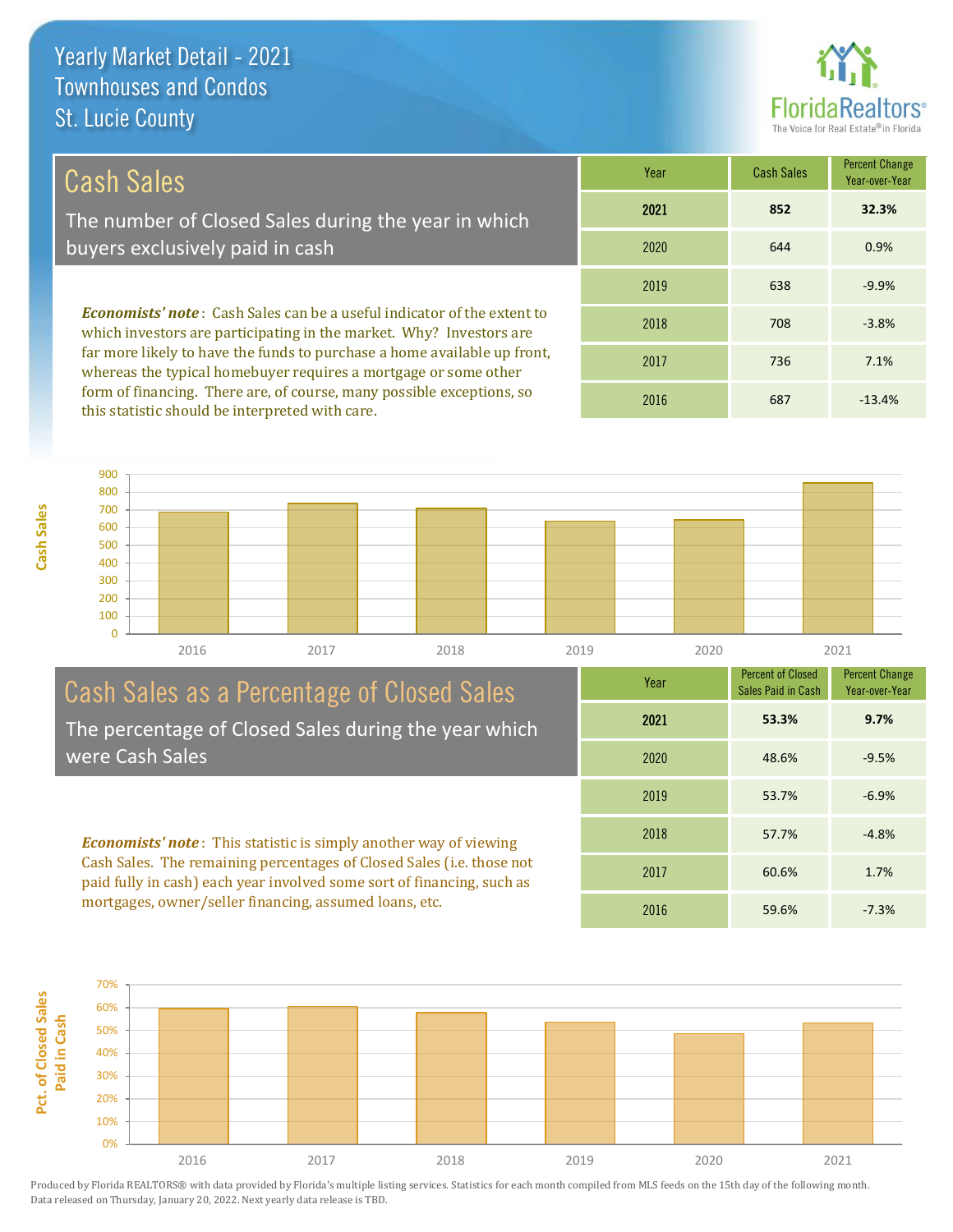# Yearly Market Detail - 2021
## Townhouses and Condos
## St. Lucie County

## Cash Sales

The number of Closed Sales during the year in which buyers exclusively paid in cash

***Economists' note***: Cash Sales can be a useful indicator of the extent to which investors are participating in the market. Why? Investors are far more likely to have the funds to purchase a home available up front, whereas the typical homebuyer requires a mortgage or some other form of financing. There are, of course, many possible exceptions, so this statistic should be interpreted with care.

| Year | Cash Sales | Percent Change Year-over-Year |
|---|---|---|
| **2021** | **852** | **32.3%** |
| 2020 | 644 | 0.9% |
| 2019 | 638 | -9.9% |
| 2018 | 708 | -3.8% |
| 2017 | 736 | 7.1% |
| 2016 | 687 | -13.4% |

## Cash Sales as a Percentage of Closed Sales

The percentage of Closed Sales during the year which were Cash Sales

***Economists' note***: This statistic is simply another way of viewing Cash Sales. The remaining percentages of Closed Sales (i.e. those not paid fully in cash) each year involved some sort of financing, such as mortgages, owner/seller financing, assumed loans, etc.

| Year | Percent of Closed Sales Paid in Cash | Percent Change Year-over-Year |
|---|---|---|
| **2021** | **53.3%** | **9.7%** |
| 2020 | 48.6% | -9.5% |
| 2019 | 53.7% | -6.9% |
| 2018 | 57.7% | -4.8% |
| 2017 | 60.6% | 1.7% |
| 2016 | 59.6% | -7.3% |

Produced by Florida REALTORS® with data provided by Florida's multiple listing services. Statistics for each month compiled from MLS feeds on the 15th day of the following month. Data released on Thursday, January 20, 2022. Next yearly data release is TBD.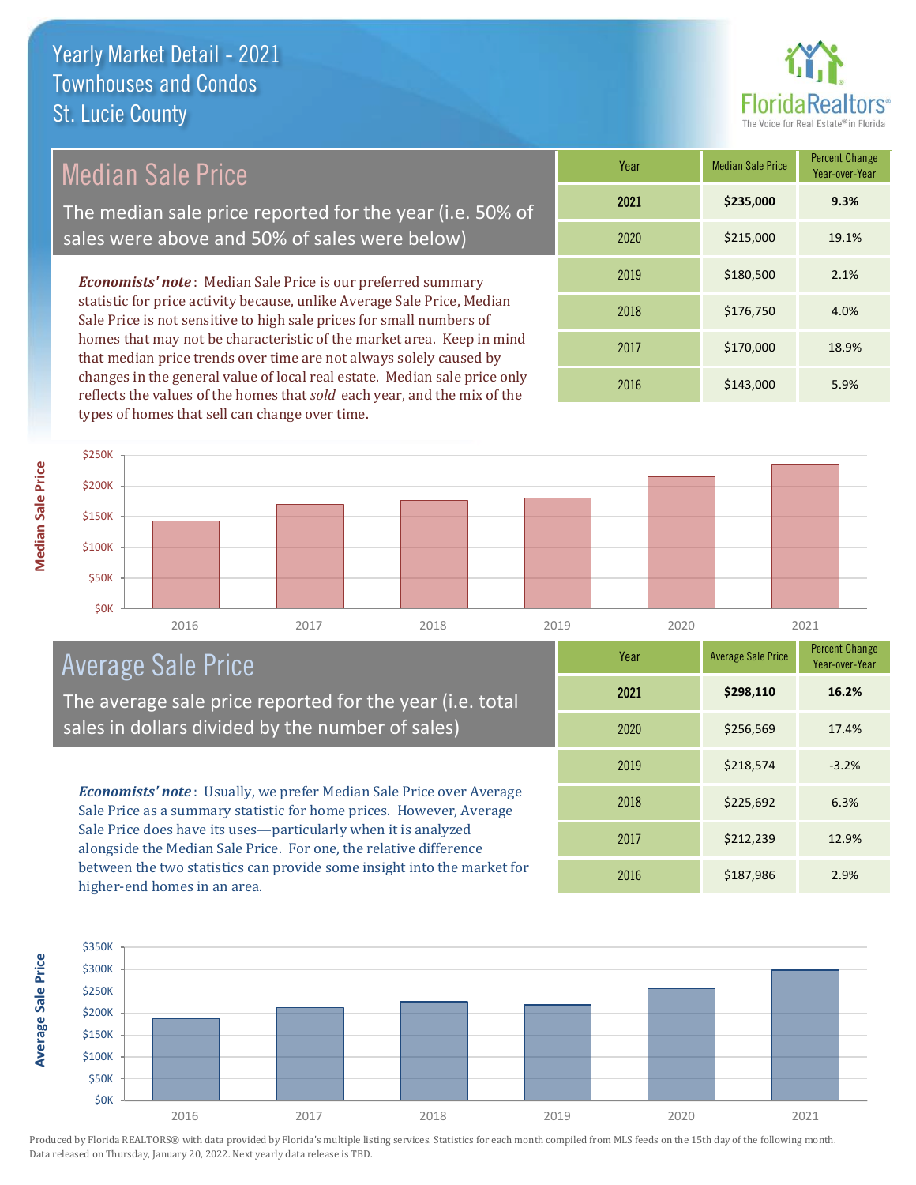# Yearly Market Detail - 2021
## Townhouses and Condos
## St. Lucie County

## Median Sale Price

The median sale price reported for the year (i.e. 50% of sales were above and 50% of sales were below)

***Economists' note***: Median Sale Price is our preferred summary statistic for price activity because, unlike Average Sale Price, Median Sale Price is not sensitive to high sale prices for small numbers of homes that may not be characteristic of the market area. Keep in mind that median price trends over time are not always solely caused by changes in the general value of local real estate. Median sale price only reflects the values of the homes that *sold* each year, and the mix of the types of homes that sell can change over time.

| Year | Median Sale Price | Percent Change Year-over-Year |
|---|---|---|
| **2021** | **$235,000** | **9.3%** |
| 2020 | $215,000 | 19.1% |
| 2019 | $180,500 | 2.1% |
| 2018 | $176,750 | 4.0% |
| 2017 | $170,000 | 18.9% |
| 2016 | $143,000 | 5.9% |

## Average Sale Price

The average sale price reported for the year (i.e. total sales in dollars divided by the number of sales)

***Economists' note***: Usually, we prefer Median Sale Price over Average Sale Price as a summary statistic for home prices. However, Average Sale Price does have its uses—particularly when it is analyzed alongside the Median Sale Price. For one, the relative difference between the two statistics can provide some insight into the market for higher-end homes in an area.

| Year | Average Sale Price | Percent Change Year-over-Year |
|---|---|---|
| **2021** | **$298,110** | **16.2%** |
| 2020 | $256,569 | 17.4% |
| 2019 | $218,574 | -3.2% |
| 2018 | $225,692 | 6.3% |
| 2017 | $212,239 | 12.9% |
| 2016 | $187,986 | 2.9% |

Produced by Florida REALTORS® with data provided by Florida's multiple listing services. Statistics for each month compiled from MLS feeds on the 15th day of the following month. Data released on Thursday, January 20, 2022. Next yearly data release is TBD.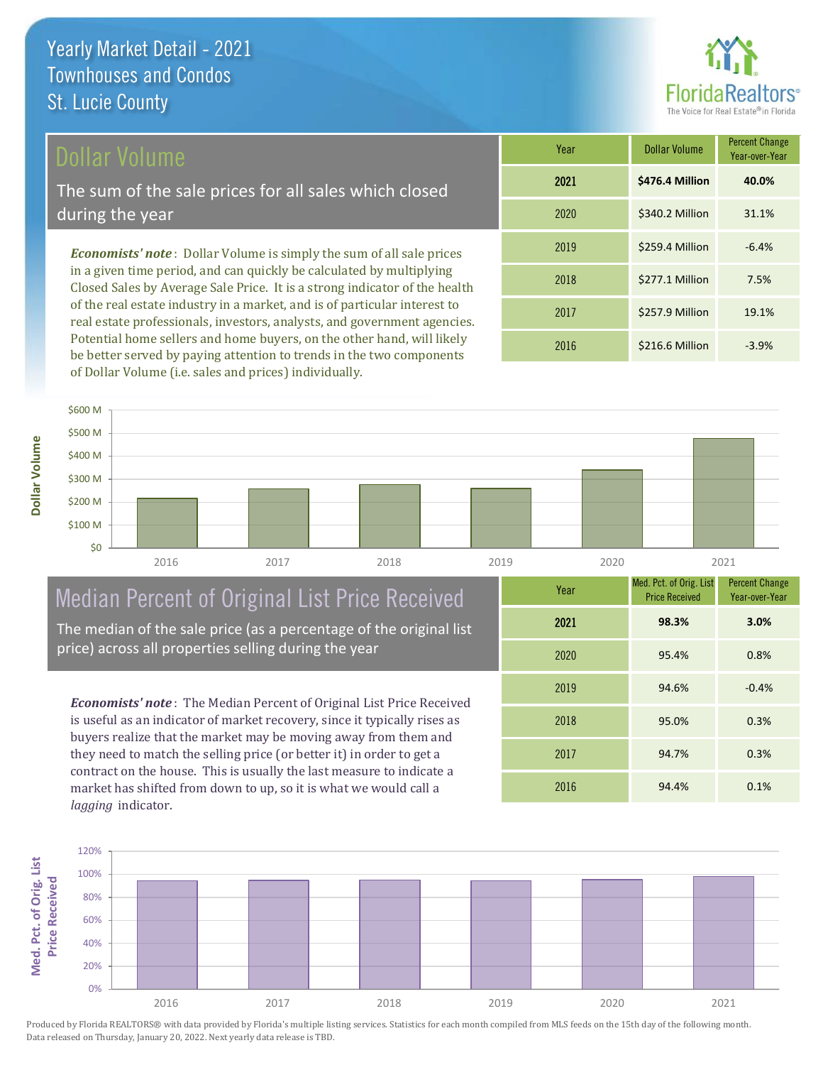# Yearly Market Detail - 2021
## Townhouses and Condos
## St. Lucie County

## Dollar Volume

The sum of the sale prices for all sales which closed during the year

*Economists' note*: Dollar Volume is simply the sum of all sale prices in a given time period, and can quickly be calculated by multiplying Closed Sales by Average Sale Price. It is a strong indicator of the health of the real estate industry in a market, and is of particular interest to real estate professionals, investors, analysts, and government agencies. Potential home sellers and home buyers, on the other hand, will likely be better served by paying attention to trends in the two components of Dollar Volume (i.e. sales and prices) individually.

| Year | Dollar Volume | Percent Change Year-over-Year |
|---|---|---|
| **2021** | **$476.4 Million** | **40.0%** |
| 2020 | $340.2 Million | 31.1% |
| 2019 | $259.4 Million | -6.4% |
| 2018 | $277.1 Million | 7.5% |
| 2017 | $257.9 Million | 19.1% |
| 2016 | $216.6 Million | -3.9% |

## Median Percent of Original List Price Received

The median of the sale price (as a percentage of the original list price) across all properties selling during the year

*Economists' note*: The Median Percent of Original List Price Received is useful as an indicator of market recovery, since it typically rises as buyers realize that the market may be moving away from them and they need to match the selling price (or better it) in order to get a contract on the house. This is usually the last measure to indicate a market has shifted from down to up, so it is what we would call a *lagging* indicator.

| Year | Med. Pct. of Orig. List Price Received | Percent Change Year-over-Year |
|---|---|---|
| **2021** | **98.3%** | **3.0%** |
| 2020 | 95.4% | 0.8% |
| 2019 | 94.6% | -0.4% |
| 2018 | 95.0% | 0.3% |
| 2017 | 94.7% | 0.3% |
| 2016 | 94.4% | 0.1% |

Produced by Florida REALTORS® with data provided by Florida's multiple listing services. Statistics for each month compiled from MLS feeds on the 15th day of the following month. Data released on Thursday, January 20, 2022. Next yearly data release is TBD.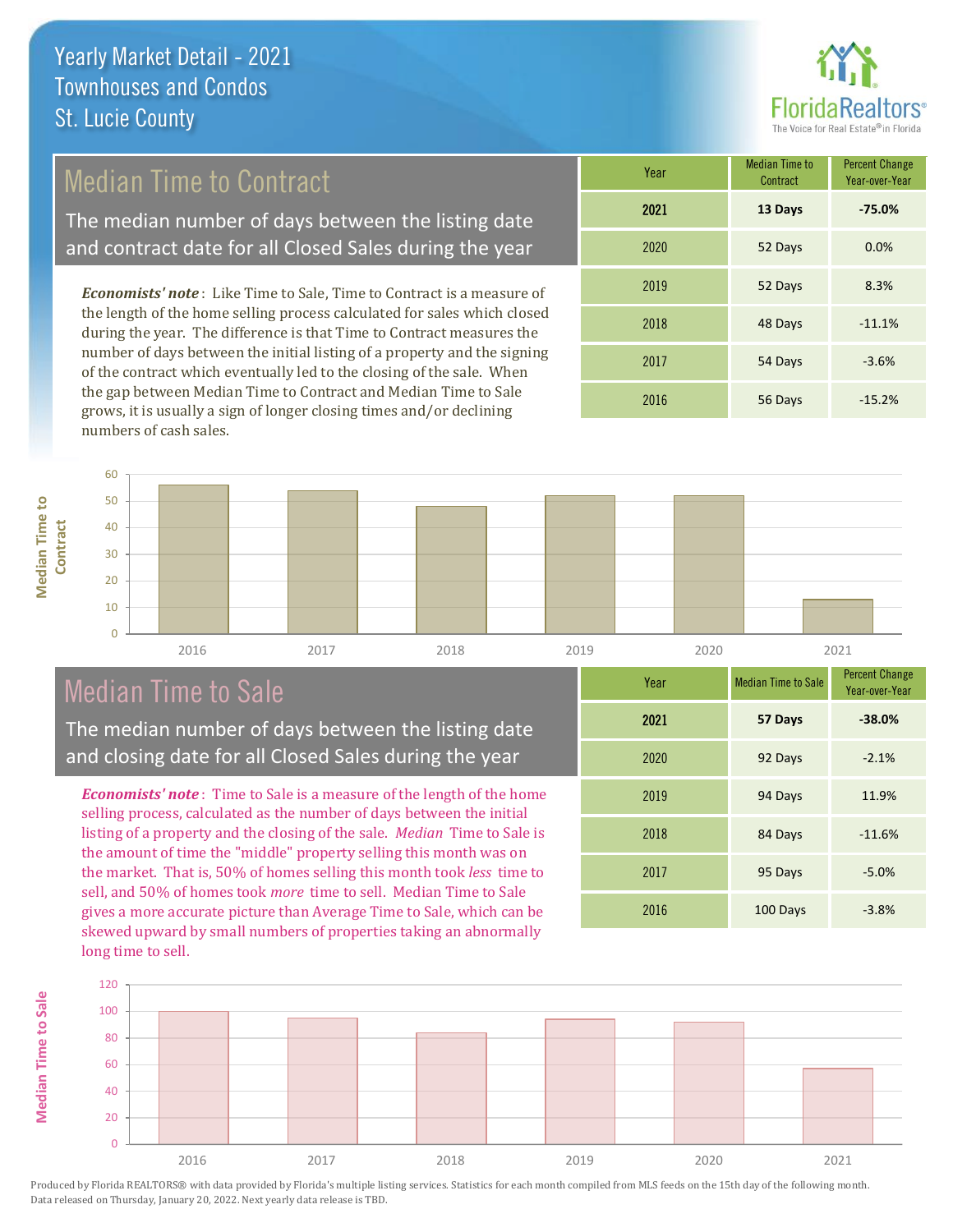# Yearly Market Detail - 2021
## Townhouses and Condos
## St. Lucie County

FloridaRealtors® The Voice for Real Estate® in Florida

## Median Time to Contract

The median number of days between the listing date and contract date for all Closed Sales during the year

*Economists' note*: Like Time to Sale, Time to Contract is a measure of the length of the home selling process calculated for sales which closed during the year. The difference is that Time to Contract measures the number of days between the initial listing of a property and the signing of the contract which eventually led to the closing of the sale. When the gap between Median Time to Contract and Median Time to Sale grows, it is usually a sign of longer closing times and/or declining numbers of cash sales.

| Year | Median Time to Contract | Percent Change Year-over-Year |
|---|---|---|
| **2021** | **13 Days** | **-75.0%** |
| 2020 | 52 Days | 0.0% |
| 2019 | 52 Days | 8.3% |
| 2018 | 48 Days | -11.1% |
| 2017 | 54 Days | -3.6% |
| 2016 | 56 Days | -15.2% |

## Median Time to Sale

The median number of days between the listing date and closing date for all Closed Sales during the year

*Economists' note*: Time to Sale is a measure of the length of the home selling process, calculated as the number of days between the initial listing of a property and the closing of the sale. *Median* Time to Sale is the amount of time the "middle" property selling this month was on the market. That is, 50% of homes selling this month took *less* time to sell, and 50% of homes took *more* time to sell. Median Time to Sale gives a more accurate picture than Average Time to Sale, which can be skewed upward by small numbers of properties taking an abnormally long time to sell.

| Year | Median Time to Sale | Percent Change Year-over-Year |
|---|---|---|
| **2021** | **57 Days** | **-38.0%** |
| 2020 | 92 Days | -2.1% |
| 2019 | 94 Days | 11.9% |
| 2018 | 84 Days | -11.6% |
| 2017 | 95 Days | -5.0% |
| 2016 | 100 Days | -3.8% |

Produced by Florida REALTORS® with data provided by Florida's multiple listing services. Statistics for each month compiled from MLS feeds on the 15th day of the following month. Data released on Thursday, January 20, 2022. Next yearly data release is TBD.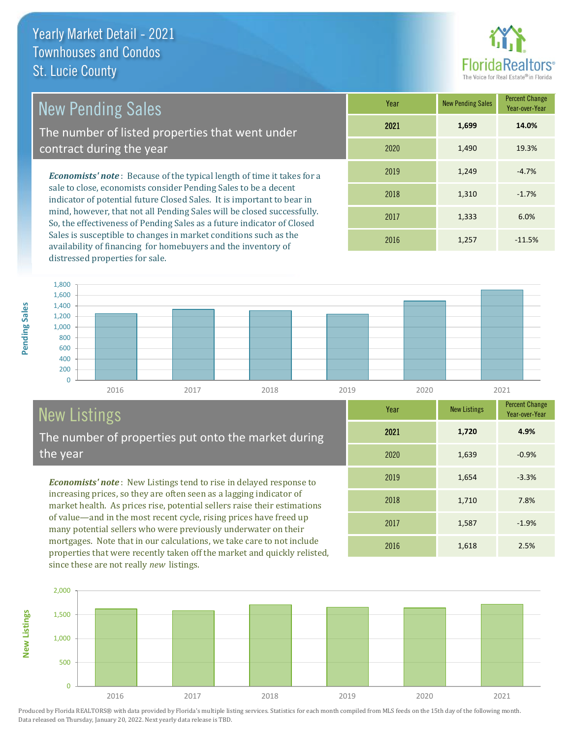# Yearly Market Detail - 2021
## Townhouses and Condos
## St. Lucie County

## New Pending Sales

The number of listed properties that went under contract during the year

***Economists' note***: Because of the typical length of time it takes for a sale to close, economists consider Pending Sales to be a decent indicator of potential future Closed Sales. It is important to bear in mind, however, that not all Pending Sales will be closed successfully. So, the effectiveness of Pending Sales as a future indicator of Closed Sales is susceptible to changes in market conditions such as the availability of financing for homebuyers and the inventory of distressed properties for sale.

| Year | New Pending Sales | Percent Change Year-over-Year |
|---|---|---|
| **2021** | **1,699** | **14.0%** |
| 2020 | 1,490 | 19.3% |
| 2019 | 1,249 | -4.7% |
| 2018 | 1,310 | -1.7% |
| 2017 | 1,333 | 6.0% |
| 2016 | 1,257 | -11.5% |

## New Listings

The number of properties put onto the market during the year

***Economists' note***: New Listings tend to rise in delayed response to increasing prices, so they are often seen as a lagging indicator of market health. As prices rise, potential sellers raise their estimations of value—and in the most recent cycle, rising prices have freed up many potential sellers who were previously underwater on their mortgages. Note that in our calculations, we take care to not include properties that were recently taken off the market and quickly relisted, since these are not really *new* listings.

| Year | New Listings | Percent Change Year-over-Year |
|---|---|---|
| **2021** | **1,720** | **4.9%** |
| 2020 | 1,639 | -0.9% |
| 2019 | 1,654 | -3.3% |
| 2018 | 1,710 | 7.8% |
| 2017 | 1,587 | -1.9% |
| 2016 | 1,618 | 2.5% |

Produced by Florida REALTORS® with data provided by Florida's multiple listing services. Statistics for each month compiled from MLS feeds on the 15th day of the following month. Data released on Thursday, January 20, 2022. Next yearly data release is TBD.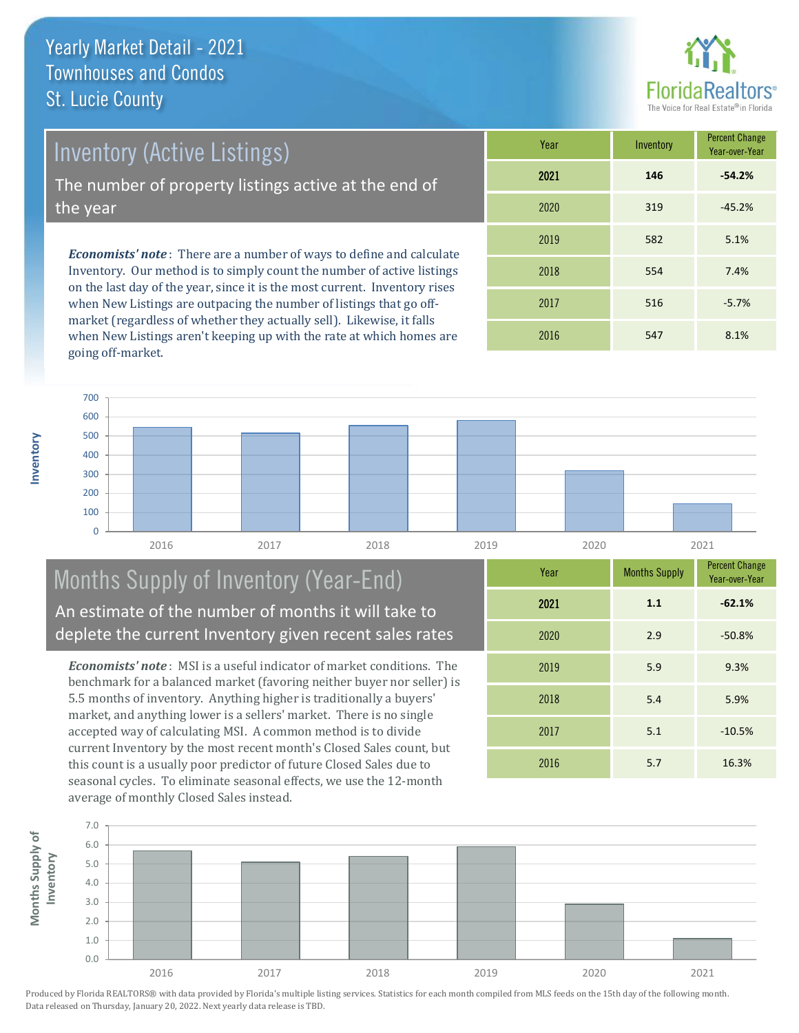# Yearly Market Detail - 2021
## Townhouses and Condos
## St. Lucie County

FloridaRealtors® The Voice for Real Estate® in Florida

## Inventory (Active Listings)

The number of property listings active at the end of the year

*Economists' note*: There are a number of ways to define and calculate Inventory. Our method is to simply count the number of active listings on the last day of the year, since it is the most current. Inventory rises when New Listings are outpacing the number of listings that go off-market (regardless of whether they actually sell). Likewise, it falls when New Listings aren't keeping up with the rate at which homes are going off-market.

| Year | Inventory | Percent Change Year-over-Year |
|---|---|---|
| **2021** | **146** | **-54.2%** |
| 2020 | 319 | -45.2% |
| 2019 | 582 | 5.1% |
| 2018 | 554 | 7.4% |
| 2017 | 516 | -5.7% |
| 2016 | 547 | 8.1% |

## Months Supply of Inventory (Year-End)

An estimate of the number of months it will take to deplete the current Inventory given recent sales rates

*Economists' note*: MSI is a useful indicator of market conditions. The benchmark for a balanced market (favoring neither buyer nor seller) is 5.5 months of inventory. Anything higher is traditionally a buyers' market, and anything lower is a sellers' market. There is no single accepted way of calculating MSI. A common method is to divide current Inventory by the most recent month's Closed Sales count, but this count is a usually poor predictor of future Closed Sales due to seasonal cycles. To eliminate seasonal effects, we use the 12-month average of monthly Closed Sales instead.

| Year | Months Supply | Percent Change Year-over-Year |
|---|---|---|
| **2021** | **1.1** | **-62.1%** |
| 2020 | 2.9 | -50.8% |
| 2019 | 5.9 | 9.3% |
| 2018 | 5.4 | 5.9% |
| 2017 | 5.1 | -10.5% |
| 2016 | 5.7 | 16.3% |

Produced by Florida REALTORS® with data provided by Florida's multiple listing services. Statistics for each month compiled from MLS feeds on the 15th day of the following month. Data released on Thursday, January 20, 2022. Next yearly data release is TBD.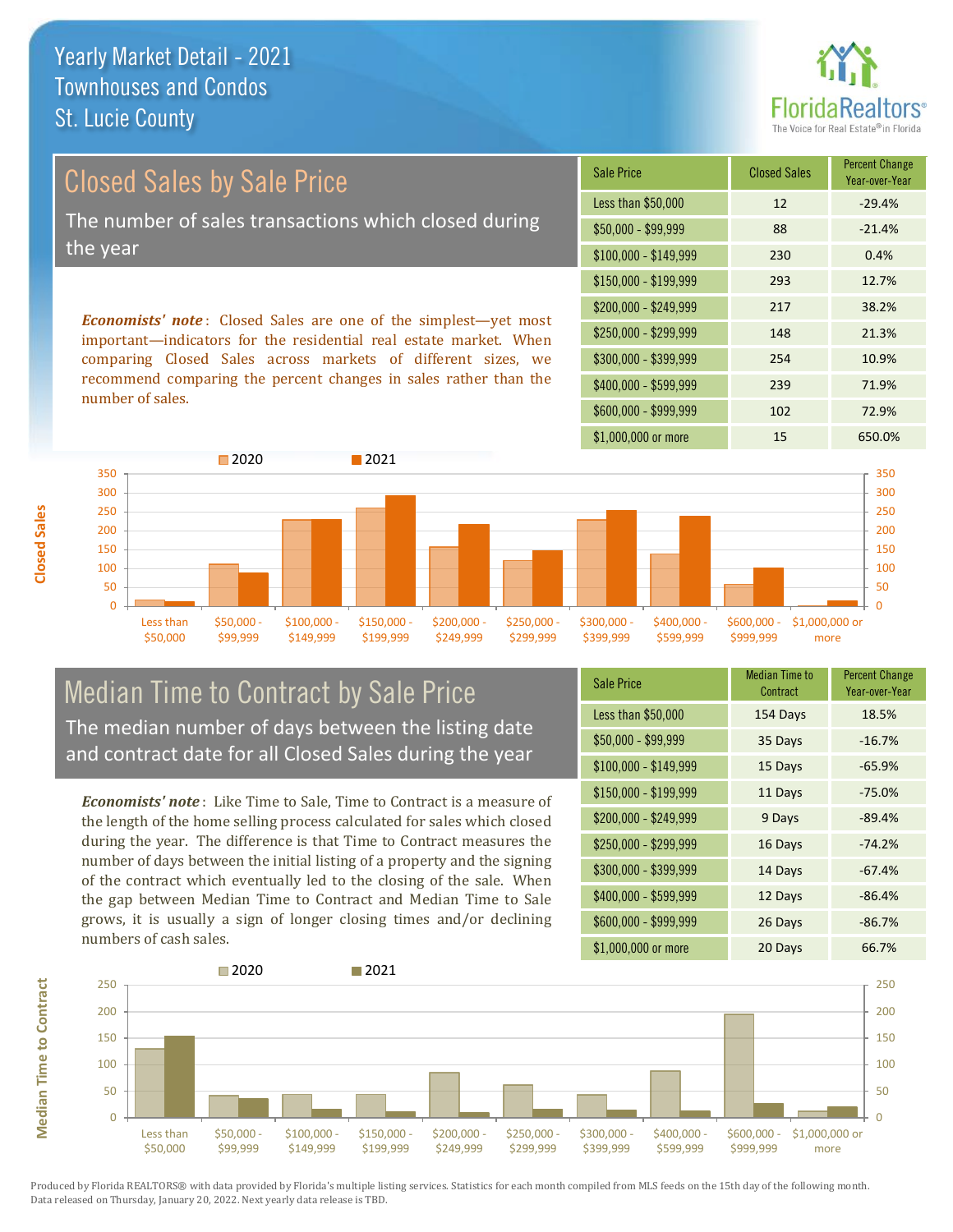# Yearly Market Detail - 2021
## Townhouses and Condos
## St. Lucie County

FloridaRealtors® The Voice for Real Estate® in Florida

## Closed Sales by Sale Price

The number of sales transactions which closed during the year

***Economists' note***: Closed Sales are one of the simplest—yet most important—indicators for the residential real estate market. When comparing Closed Sales across markets of different sizes, we recommend comparing the percent changes in sales rather than the number of sales.

| Sale Price | Closed Sales | Percent Change Year-over-Year |
|---|---|---|
| Less than $50,000 | 12 | -29.4% |
| $50,000 - $99,999 | 88 | -21.4% |
| $100,000 - $149,999 | 230 | 0.4% |
| $150,000 - $199,999 | 293 | 12.7% |
| $200,000 - $249,999 | 217 | 38.2% |
| $250,000 - $299,999 | 148 | 21.3% |
| $300,000 - $399,999 | 254 | 10.9% |
| $400,000 - $599,999 | 239 | 71.9% |
| $600,000 - $999,999 | 102 | 72.9% |
| $1,000,000 or more | 15 | 650.0% |

## Median Time to Contract by Sale Price

The median number of days between the listing date and contract date for all Closed Sales during the year

***Economists' note***: Like Time to Sale, Time to Contract is a measure of the length of the home selling process calculated for sales which closed during the year. The difference is that Time to Contract measures the number of days between the initial listing of a property and the signing of the contract which eventually led to the closing of the sale. When the gap between Median Time to Contract and Median Time to Sale grows, it is usually a sign of longer closing times and/or declining numbers of cash sales.

| Sale Price | Median Time to Contract | Percent Change Year-over-Year |
|---|---|---|
| Less than $50,000 | 154 Days | 18.5% |
| $50,000 - $99,999 | 35 Days | -16.7% |
| $100,000 - $149,999 | 15 Days | -65.9% |
| $150,000 - $199,999 | 11 Days | -75.0% |
| $200,000 - $249,999 | 9 Days | -89.4% |
| $250,000 - $299,999 | 16 Days | -74.2% |
| $300,000 - $399,999 | 14 Days | -67.4% |
| $400,000 - $599,999 | 12 Days | -86.4% |
| $600,000 - $999,999 | 26 Days | -86.7% |
| $1,000,000 or more | 20 Days | 66.7% |

Produced by Florida REALTORS® with data provided by Florida's multiple listing services. Statistics for each month compiled from MLS feeds on the 15th day of the following month. Data released on Thursday, January 20, 2022. Next yearly data release is TBD.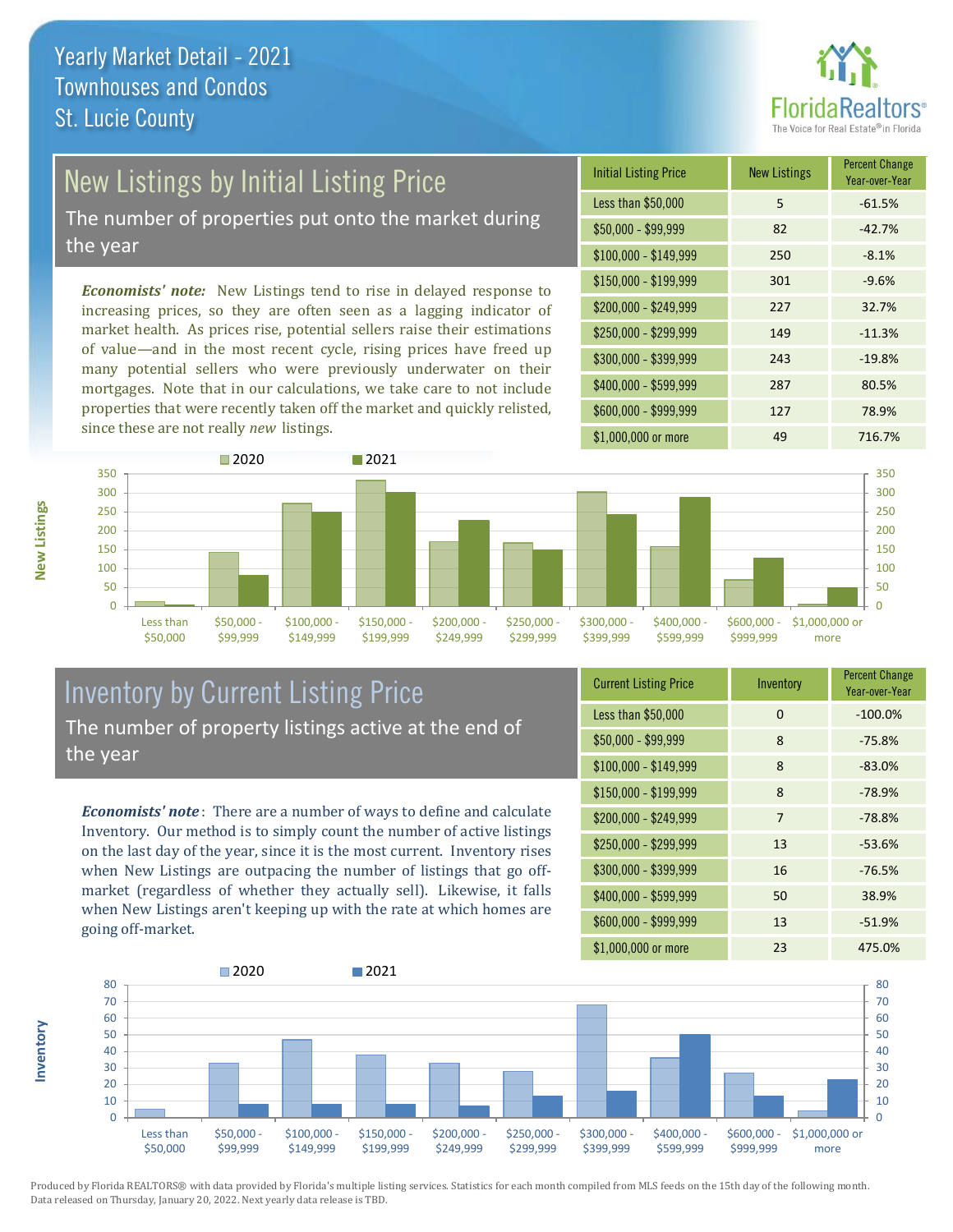Yearly Market Detail - 2021
Townhouses and Condos
St. Lucie County

## New Listings by Initial Listing Price

The number of properties put onto the market during the year

*Economists' note:* New Listings tend to rise in delayed response to increasing prices, so they are often seen as a lagging indicator of market health. As prices rise, potential sellers raise their estimations of value—and in the most recent cycle, rising prices have freed up many potential sellers who were previously underwater on their mortgages. Note that in our calculations, we take care to not include properties that were recently taken off the market and quickly relisted, since these are not really *new* listings.

| Initial Listing Price | New Listings | Percent Change Year-over-Year |
|---|---|---|
| Less than $50,000 | 5 | -61.5% |
| $50,000 - $99,999 | 82 | -42.7% |
| $100,000 - $149,999 | 250 | -8.1% |
| $150,000 - $199,999 | 301 | -9.6% |
| $200,000 - $249,999 | 227 | 32.7% |
| $250,000 - $299,999 | 149 | -11.3% |
| $300,000 - $399,999 | 243 | -19.8% |
| $400,000 - $599,999 | 287 | 80.5% |
| $600,000 - $999,999 | 127 | 78.9% |
| $1,000,000 or more | 49 | 716.7% |

## Inventory by Current Listing Price

The number of property listings active at the end of the year

*Economists' note*: There are a number of ways to define and calculate Inventory. Our method is to simply count the number of active listings on the last day of the year, since it is the most current. Inventory rises when New Listings are outpacing the number of listings that go off-market (regardless of whether they actually sell). Likewise, it falls when New Listings aren't keeping up with the rate at which homes are going off-market.

| Current Listing Price | Inventory | Percent Change Year-over-Year |
|---|---|---|
| Less than $50,000 | 0 | -100.0% |
| $50,000 - $99,999 | 8 | -75.8% |
| $100,000 - $149,999 | 8 | -83.0% |
| $150,000 - $199,999 | 8 | -78.9% |
| $200,000 - $249,999 | 7 | -78.8% |
| $250,000 - $299,999 | 13 | -53.6% |
| $300,000 - $399,999 | 16 | -76.5% |
| $400,000 - $599,999 | 50 | 38.9% |
| $600,000 - $999,999 | 13 | -51.9% |
| $1,000,000 or more | 23 | 475.0% |

Produced by Florida REALTORS® with data provided by Florida's multiple listing services. Statistics for each month compiled from MLS feeds on the 15th day of the following month. Data released on Thursday, January 20, 2022. Next yearly data release is TBD.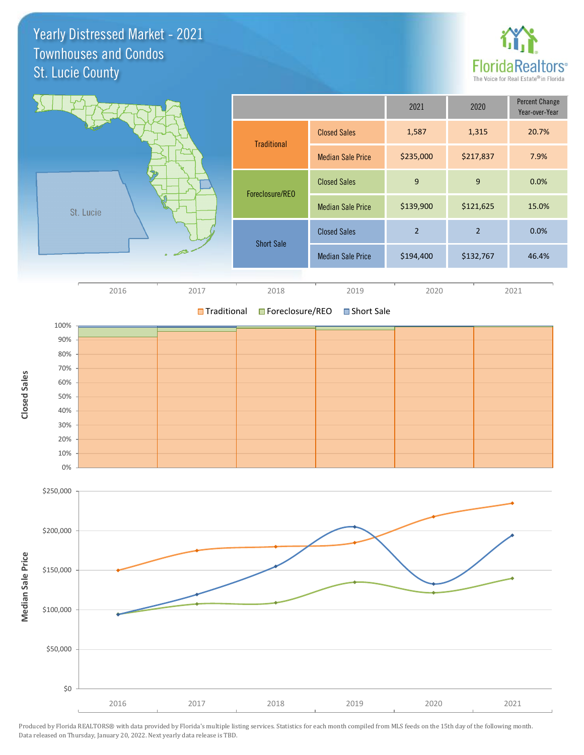# Yearly Distressed Market - 2021
## Townhouses and Condos
## St. Lucie County

FloridaRealtors®
The Voice for Real Estate® in Florida

St. Lucie

| | | 2021 | 2020 | Percent Change Year-over-Year |
|---|---|---|---|---|
| Traditional | Closed Sales | 1,587 | 1,315 | 20.7% |
| | Median Sale Price | $235,000 | $217,837 | 7.9% |
| Foreclosure/REO | Closed Sales | 9 | 9 | 0.0% |
| | Median Sale Price | $139,900 | $121,625 | 15.0% |
| Short Sale | Closed Sales | 2 | 2 | 0.0% |
| | Median Sale Price | $194,400 | $132,767 | 46.4% |

2016 2017 2018 2019 2020 2021

Traditional Foreclosure/REO Short Sale

Closed Sales

100% 90% 80% 70% 60% 50% 40% 30% 20% 10% 0%

Median Sale Price

$250,000 $200,000 $150,000 $100,000 $50,000 $0

2016 2017 2018 2019 2020 2021

Produced by Florida REALTORS® with data provided by Florida's multiple listing services. Statistics for each month compiled from MLS feeds on the 15th day of the following month. Data released on Thursday, January 20, 2022. Next yearly data release is TBD.